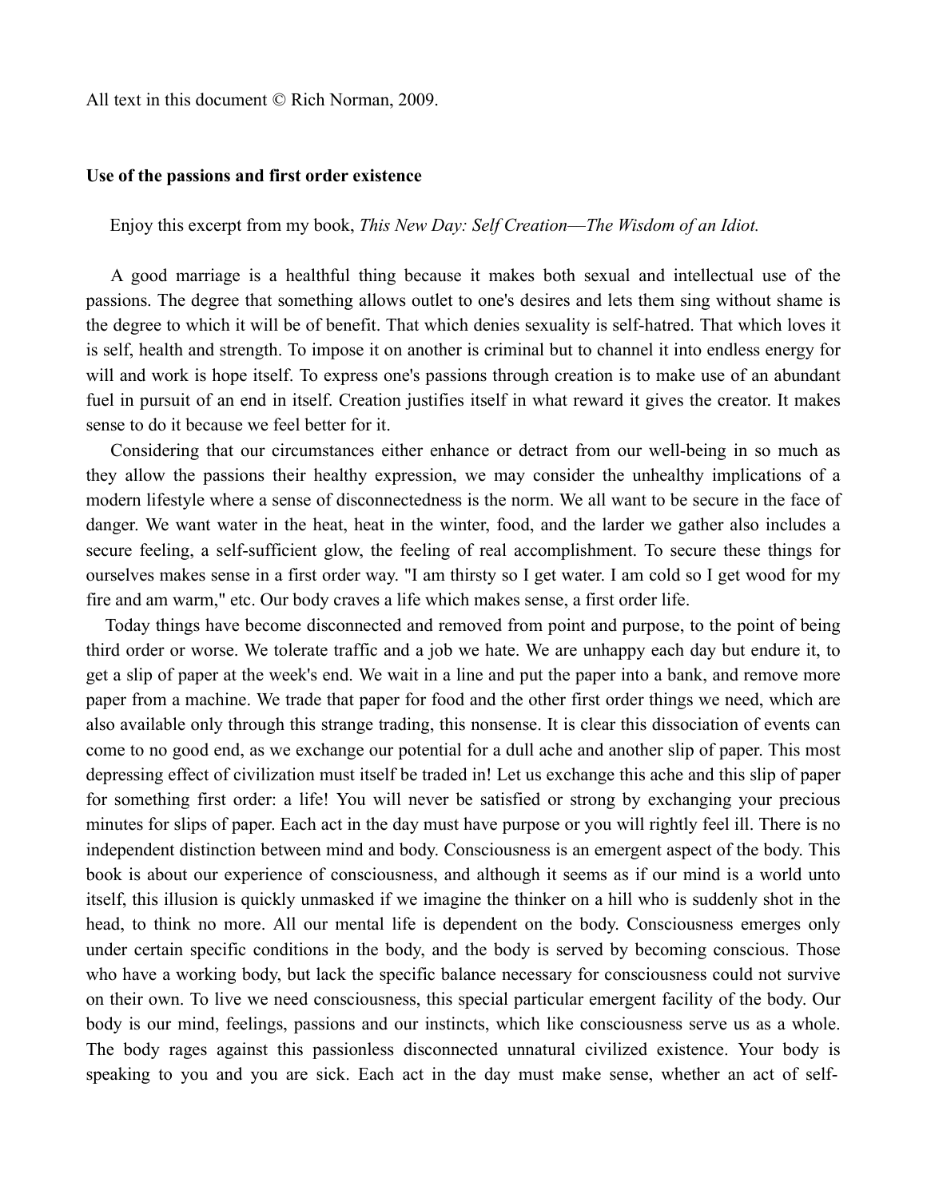All text in this document © Rich Norman, 2009.

**Use of the passions and first order existence**

Enjoy this excerpt from my book, *This New Day: Self Creation—The Wisdom of an Idiot.*

A good marriage is a healthful thing because it makes both sexual and intellectual use of the passions. The degree that something allows outlet to one's desires and lets them sing without shame is the degree to which it will be of benefit. That which denies sexuality is self-hatred. That which loves it is self, health and strength. To impose it on another is criminal but to channel it into endless energy for will and work is hope itself. To express one's passions through creation is to make use of an abundant fuel in pursuit of an end in itself. Creation justifies itself in what reward it gives the creator. It makes sense to do it because we feel better for it.

Considering that our circumstances either enhance or detract from our well-being in so much as they allow the passions their healthy expression, we may consider the unhealthy implications of a modern lifestyle where a sense of disconnectedness is the norm. We all want to be secure in the face of danger. We want water in the heat, heat in the winter, food, and the larder we gather also includes a secure feeling, a self-sufficient glow, the feeling of real accomplishment. To secure these things for ourselves makes sense in a first order way. "I am thirsty so I get water. I am cold so I get wood for my fire and am warm," etc. Our body craves a life which makes sense, a first order life.

Today things have become disconnected and removed from point and purpose, to the point of being third order or worse. We tolerate traffic and a job we hate. We are unhappy each day but endure it, to get a slip of paper at the week's end. We wait in a line and put the paper into a bank, and remove more paper from a machine. We trade that paper for food and the other first order things we need, which are also available only through this strange trading, this nonsense. It is clear this dissociation of events can come to no good end, as we exchange our potential for a dull ache and another slip of paper. This most depressing effect of civilization must itself be traded in! Let us exchange this ache and this slip of paper for something first order: a life! You will never be satisfied or strong by exchanging your precious minutes for slips of paper. Each act in the day must have purpose or you will rightly feel ill. There is no independent distinction between mind and body. Consciousness is an emergent aspect of the body. This book is about our experience of consciousness, and although it seems as if our mind is a world unto itself, this illusion is quickly unmasked if we imagine the thinker on a hill who is suddenly shot in the head, to think no more. All our mental life is dependent on the body. Consciousness emerges only under certain specific conditions in the body, and the body is served by becoming conscious. Those who have a working body, but lack the specific balance necessary for consciousness could not survive on their own. To live we need consciousness, this special particular emergent facility of the body. Our body is our mind, feelings, passions and our instincts, which like consciousness serve us as a whole. The body rages against this passionless disconnected unnatural civilized existence. Your body is speaking to you and you are sick. Each act in the day must make sense, whether an act of self-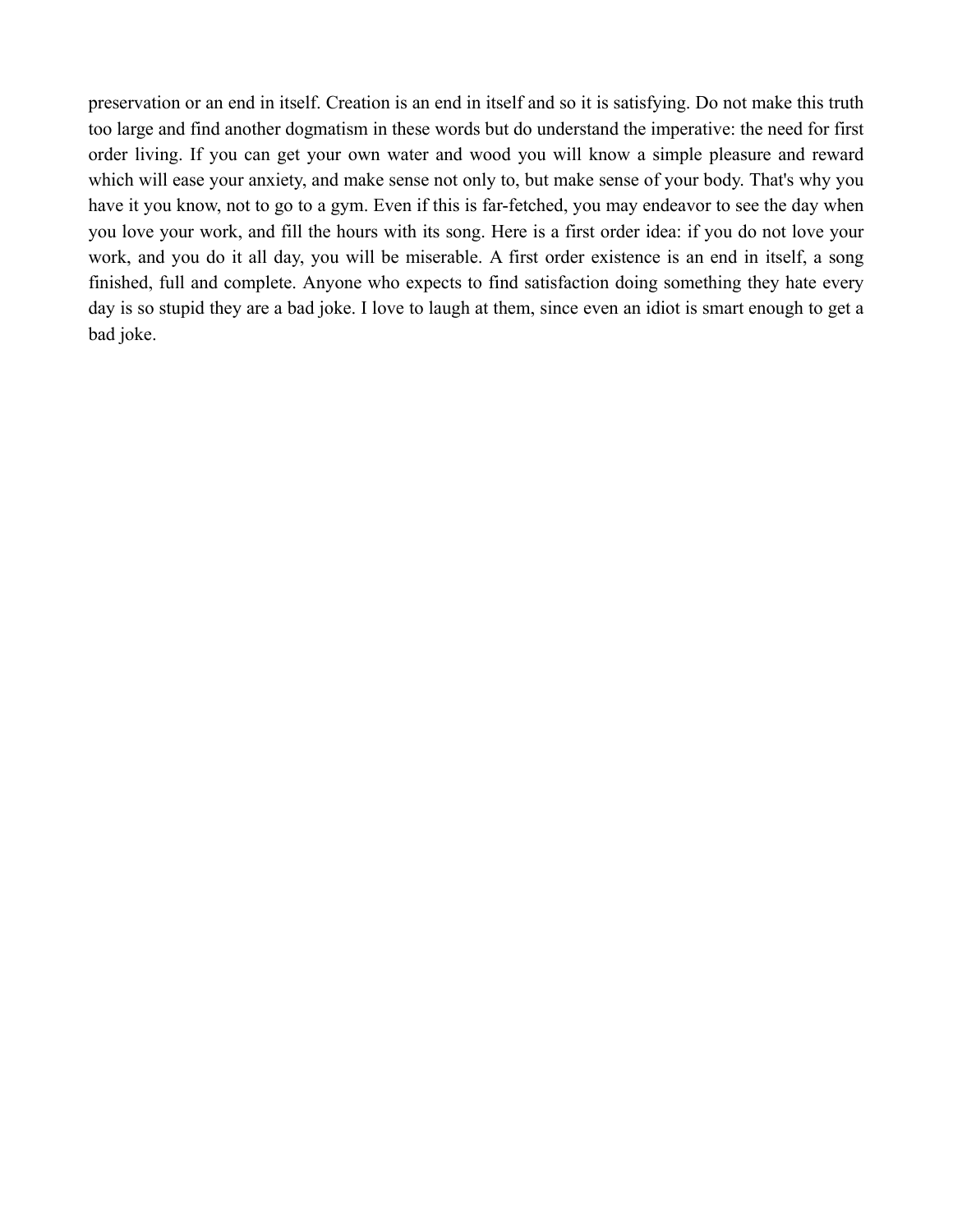preservation or an end in itself. Creation is an end in itself and so it is satisfying. Do not make this truth too large and find another dogmatism in these words but do understand the imperative: the need for first order living. If you can get your own water and wood you will know a simple pleasure and reward which will ease your anxiety, and make sense not only to, but make sense of your body. That's why you have it you know, not to go to a gym. Even if this is far-fetched, you may endeavor to see the day when you love your work, and fill the hours with its song. Here is a first order idea: if you do not love your work, and you do it all day, you will be miserable. A first order existence is an end in itself, a song finished, full and complete. Anyone who expects to find satisfaction doing something they hate every day is so stupid they are a bad joke. I love to laugh at them, since even an idiot is smart enough to get a bad joke.